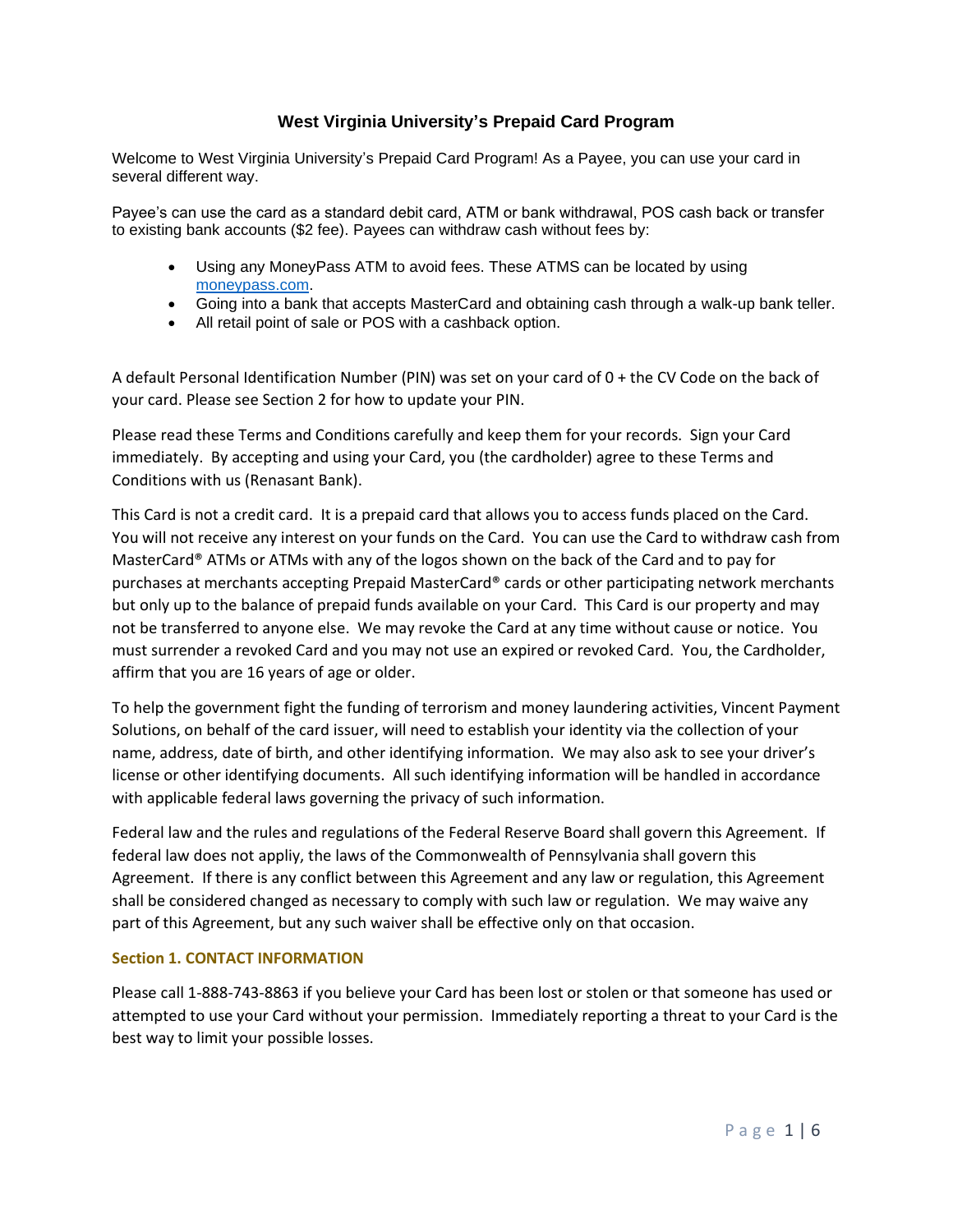# West Virginia University's Prepaid Card Program

Welcome to West Virginia University's Prepaid Card Program! As a Payee, you can use your card in several different way.

Payee's can use the card as a standard debit card, ATM or bank withdrawal, POS cash back or transfer to existing bank accounts ($2 fee). Payees can withdraw cash without fees by:

- Using any MoneyPass ATM to avoid fees. These ATMS can be located by using moneypass.com.
- Going into a bank that accepts MasterCard and obtaining cash through a walk-up bank teller.
- All retail point of sale or POS with a cashback option.

A default Personal Identification Number (PIN) was set on your card of 0 + the CV Code on the back of your card. Please see Section 2 for how to update your PIN.

Please read these Terms and Conditions carefully and keep them for your records. Sign your Card immediately. By accepting and using your Card, you (the cardholder) agree to these Terms and Conditions with us (Renasant Bank).

This Card is not a credit card. It is a prepaid card that allows you to access funds placed on the Card. You will not receive any interest on your funds on the Card. You can use the Card to withdraw cash from MasterCard® ATMs or ATMs with any of the logos shown on the back of the Card and to pay for purchases at merchants accepting Prepaid MasterCard® cards or other participating network merchants but only up to the balance of prepaid funds available on your Card. This Card is our property and may not be transferred to anyone else. We may revoke the Card at any time without cause or notice. You must surrender a revoked Card and you may not use an expired or revoked Card. You, the Cardholder, affirm that you are 16 years of age or older.

To help the government fight the funding of terrorism and money laundering activities, Vincent Payment Solutions, on behalf of the card issuer, will need to establish your identity via the collection of your name, address, date of birth, and other identifying information. We may also ask to see your driver's license or other identifying documents. All such identifying information will be handled in accordance with applicable federal laws governing the privacy of such information.

Federal law and the rules and regulations of the Federal Reserve Board shall govern this Agreement. If federal law does not appliy, the laws of the Commonwealth of Pennsylvania shall govern this Agreement. If there is any conflict between this Agreement and any law or regulation, this Agreement shall be considered changed as necessary to comply with such law or regulation. We may waive any part of this Agreement, but any such waiver shall be effective only on that occasion.

### Section 1. CONTACT INFORMATION

Please call 1-888-743-8863 if you believe your Card has been lost or stolen or that someone has used or attempted to use your Card without your permission. Immediately reporting a threat to your Card is the best way to limit your possible losses.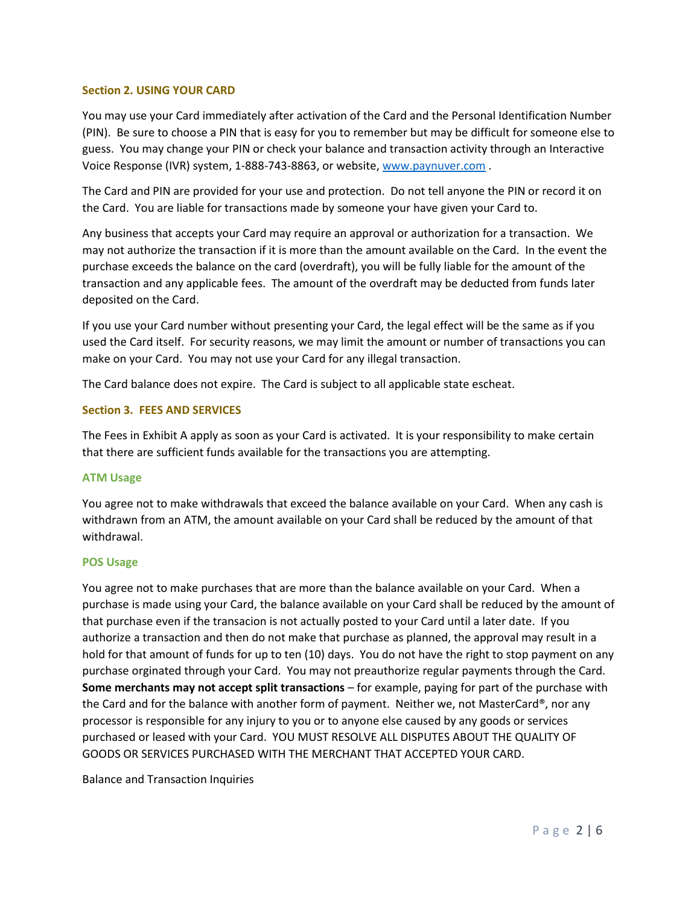## Section 2. USING YOUR CARD

You may use your Card immediately after activation of the Card and the Personal Identification Number (PIN). Be sure to choose a PIN that is easy for you to remember but may be difficult for someone else to guess. You may change your PIN or check your balance and transaction activity through an Interactive Voice Response (IVR) system, 1-888-743-8863, or website, www.paynuver.com .

The Card and PIN are provided for your use and protection. Do not tell anyone the PIN or record it on the Card. You are liable for transactions made by someone your have given your Card to.

Any business that accepts your Card may require an approval or authorization for a transaction. We may not authorize the transaction if it is more than the amount available on the Card. In the event the purchase exceeds the balance on the card (overdraft), you will be fully liable for the amount of the transaction and any applicable fees. The amount of the overdraft may be deducted from funds later deposited on the Card.

If you use your Card number without presenting your Card, the legal effect will be the same as if you used the Card itself. For security reasons, we may limit the amount or number of transactions you can make on your Card. You may not use your Card for any illegal transaction.

The Card balance does not expire. The Card is subject to all applicable state escheat.

## Section 3. FEES AND SERVICES

The Fees in Exhibit A apply as soon as your Card is activated. It is your responsibility to make certain that there are sufficient funds available for the transactions you are attempting.

### ATM Usage

You agree not to make withdrawals that exceed the balance available on your Card. When any cash is withdrawn from an ATM, the amount available on your Card shall be reduced by the amount of that withdrawal.

### POS Usage

You agree not to make purchases that are more than the balance available on your Card. When a purchase is made using your Card, the balance available on your Card shall be reduced by the amount of that purchase even if the transacion is not actually posted to your Card until a later date. If you authorize a transaction and then do not make that purchase as planned, the approval may result in a hold for that amount of funds for up to ten (10) days. You do not have the right to stop payment on any purchase orginated through your Card. You may not preauthorize regular payments through the Card. **Some merchants may not accept split transactions** – for example, paying for part of the purchase with the Card and for the balance with another form of payment. Neither we, not MasterCard®, nor any processor is responsible for any injury to you or to anyone else caused by any goods or services purchased or leased with your Card. YOU MUST RESOLVE ALL DISPUTES ABOUT THE QUALITY OF GOODS OR SERVICES PURCHASED WITH THE MERCHANT THAT ACCEPTED YOUR CARD.

Balance and Transaction Inquiries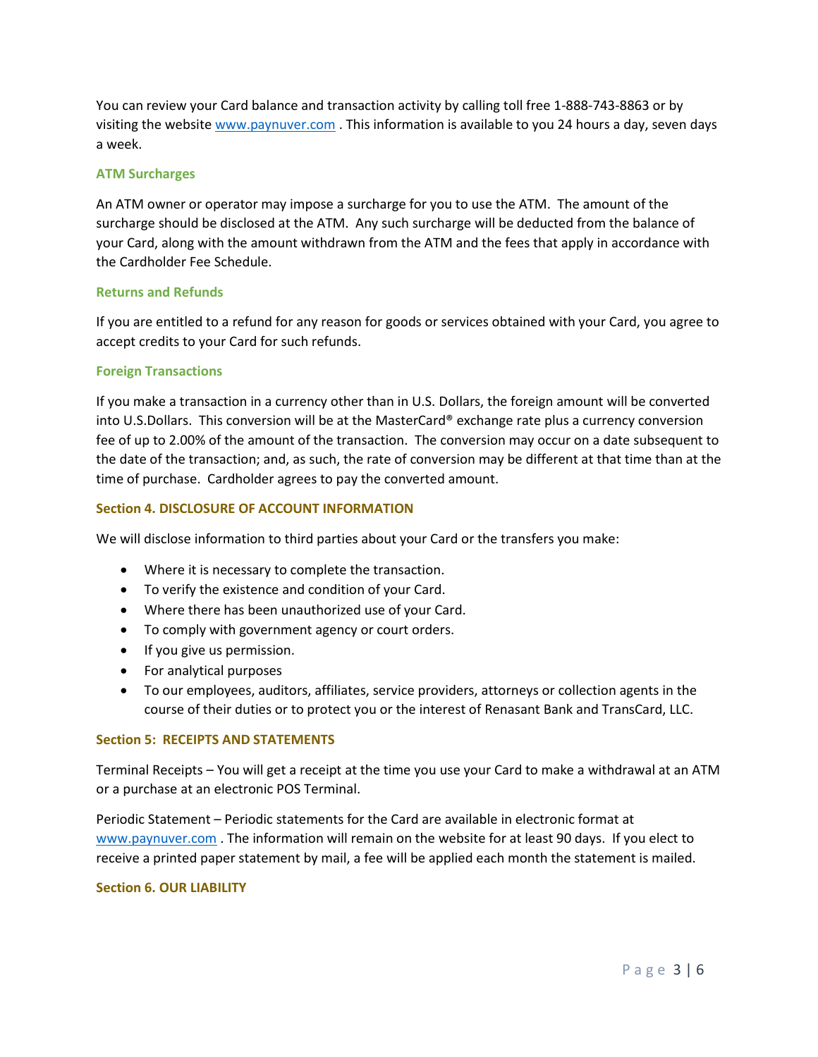You can review your Card balance and transaction activity by calling toll free 1-888-743-8863 or by visiting the website www.paynuver.com . This information is available to you 24 hours a day, seven days a week.

### ATM Surcharges

An ATM owner or operator may impose a surcharge for you to use the ATM. The amount of the surcharge should be disclosed at the ATM. Any such surcharge will be deducted from the balance of your Card, along with the amount withdrawn from the ATM and the fees that apply in accordance with the Cardholder Fee Schedule.

### Returns and Refunds

If you are entitled to a refund for any reason for goods or services obtained with your Card, you agree to accept credits to your Card for such refunds.

### Foreign Transactions

If you make a transaction in a currency other than in U.S. Dollars, the foreign amount will be converted into U.S.Dollars. This conversion will be at the MasterCard® exchange rate plus a currency conversion fee of up to 2.00% of the amount of the transaction. The conversion may occur on a date subsequent to the date of the transaction; and, as such, the rate of conversion may be different at that time than at the time of purchase. Cardholder agrees to pay the converted amount.

## Section 4. DISCLOSURE OF ACCOUNT INFORMATION

We will disclose information to third parties about your Card or the transfers you make:

- Where it is necessary to complete the transaction.
- To verify the existence and condition of your Card.
- Where there has been unauthorized use of your Card.
- To comply with government agency or court orders.
- If you give us permission.
- For analytical purposes
- To our employees, auditors, affiliates, service providers, attorneys or collection agents in the course of their duties or to protect you or the interest of Renasant Bank and TransCard, LLC.

## Section 5: RECEIPTS AND STATEMENTS

Terminal Receipts – You will get a receipt at the time you use your Card to make a withdrawal at an ATM or a purchase at an electronic POS Terminal.

Periodic Statement – Periodic statements for the Card are available in electronic format at www.paynuver.com . The information will remain on the website for at least 90 days. If you elect to receive a printed paper statement by mail, a fee will be applied each month the statement is mailed.

## Section 6. OUR LIABILITY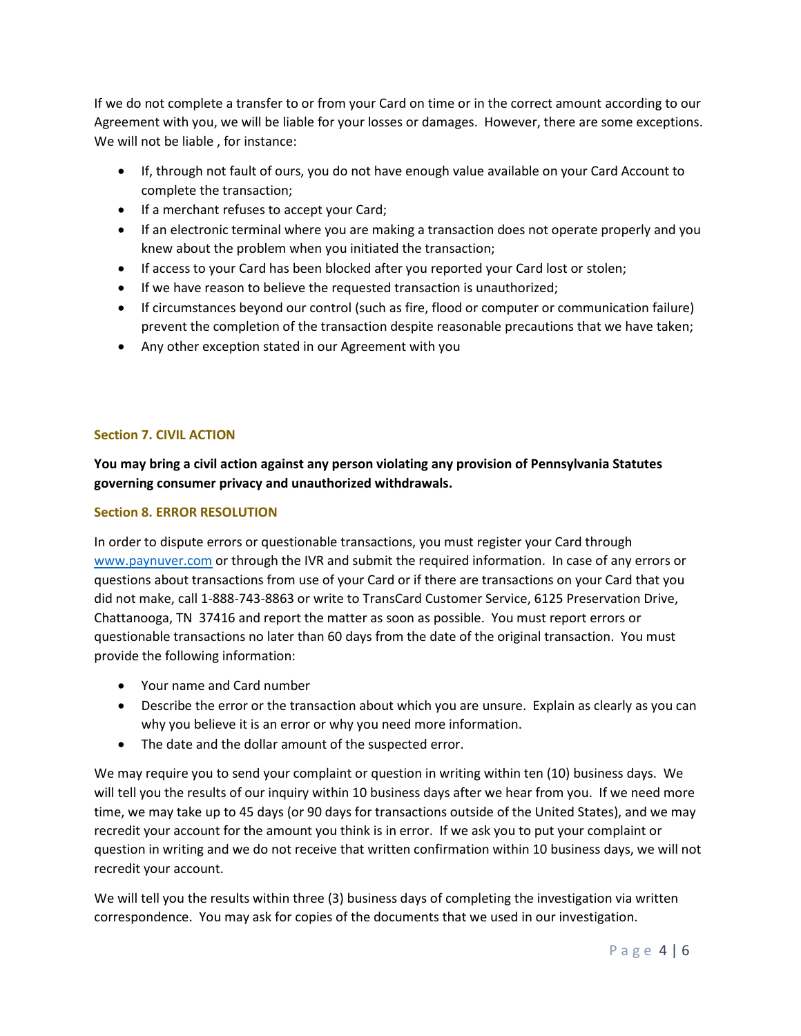If we do not complete a transfer to or from your Card on time or in the correct amount according to our Agreement with you, we will be liable for your losses or damages. However, there are some exceptions. We will not be liable , for instance:

- If, through not fault of ours, you do not have enough value available on your Card Account to complete the transaction;
- If a merchant refuses to accept your Card;
- If an electronic terminal where you are making a transaction does not operate properly and you knew about the problem when you initiated the transaction;
- If access to your Card has been blocked after you reported your Card lost or stolen;
- If we have reason to believe the requested transaction is unauthorized;
- If circumstances beyond our control (such as fire, flood or computer or communication failure) prevent the completion of the transaction despite reasonable precautions that we have taken;
- Any other exception stated in our Agreement with you

### Section 7. CIVIL ACTION

**You may bring a civil action against any person violating any provision of Pennsylvania Statutes governing consumer privacy and unauthorized withdrawals.**

### Section 8. ERROR RESOLUTION

In order to dispute errors or questionable transactions, you must register your Card through www.paynuver.com or through the IVR and submit the required information. In case of any errors or questions about transactions from use of your Card or if there are transactions on your Card that you did not make, call 1-888-743-8863 or write to TransCard Customer Service, 6125 Preservation Drive, Chattanooga, TN 37416 and report the matter as soon as possible. You must report errors or questionable transactions no later than 60 days from the date of the original transaction. You must provide the following information:

- Your name and Card number
- Describe the error or the transaction about which you are unsure. Explain as clearly as you can why you believe it is an error or why you need more information.
- The date and the dollar amount of the suspected error.

We may require you to send your complaint or question in writing within ten (10) business days. We will tell you the results of our inquiry within 10 business days after we hear from you. If we need more time, we may take up to 45 days (or 90 days for transactions outside of the United States), and we may recredit your account for the amount you think is in error. If we ask you to put your complaint or question in writing and we do not receive that written confirmation within 10 business days, we will not recredit your account.

We will tell you the results within three (3) business days of completing the investigation via written correspondence. You may ask for copies of the documents that we used in our investigation.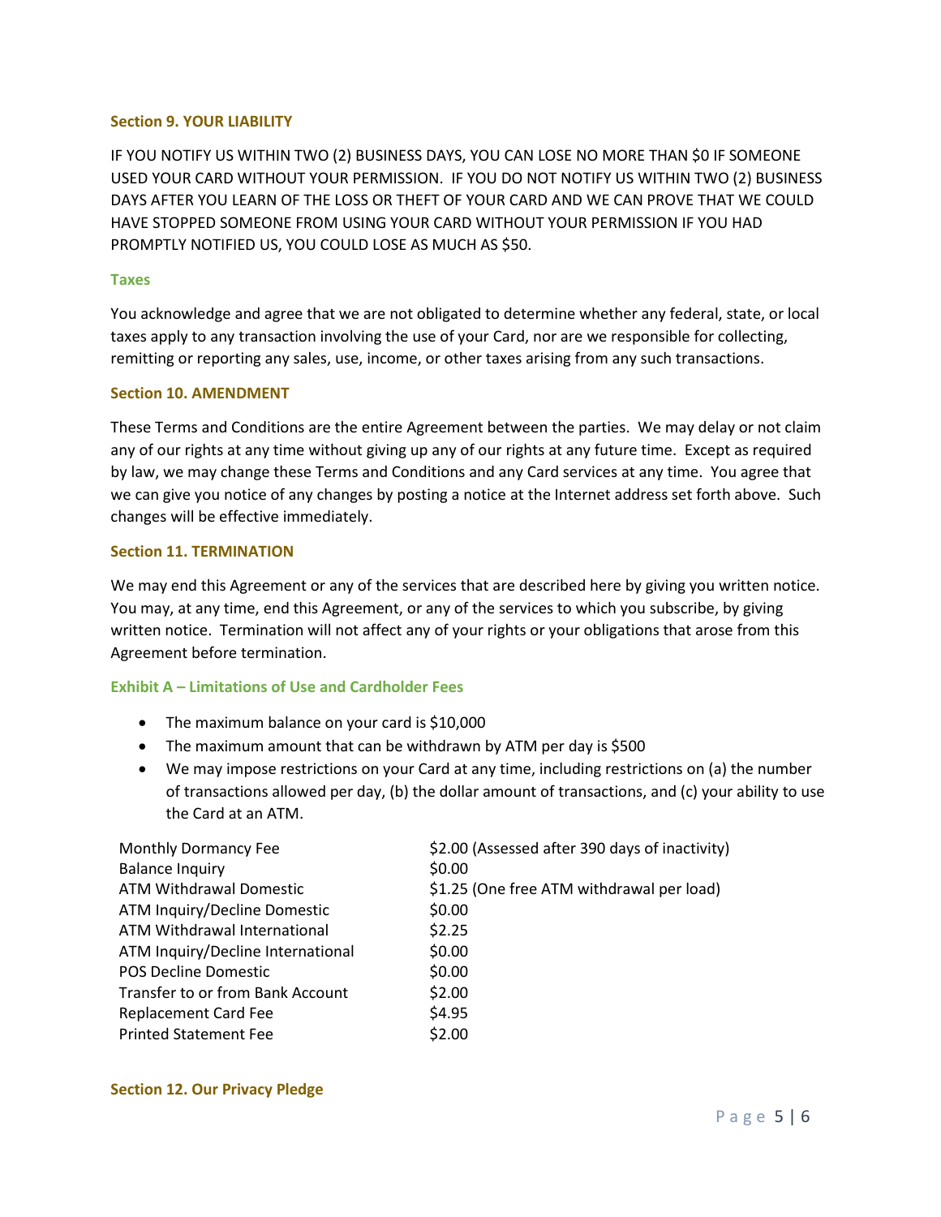### Section 9. YOUR LIABILITY

IF YOU NOTIFY US WITHIN TWO (2) BUSINESS DAYS, YOU CAN LOSE NO MORE THAN $0 IF SOMEONE USED YOUR CARD WITHOUT YOUR PERMISSION. IF YOU DO NOT NOTIFY US WITHIN TWO (2) BUSINESS DAYS AFTER YOU LEARN OF THE LOSS OR THEFT OF YOUR CARD AND WE CAN PROVE THAT WE COULD HAVE STOPPED SOMEONE FROM USING YOUR CARD WITHOUT YOUR PERMISSION IF YOU HAD PROMPTLY NOTIFIED US, YOU COULD LOSE AS MUCH AS $50.

#### Taxes

You acknowledge and agree that we are not obligated to determine whether any federal, state, or local taxes apply to any transaction involving the use of your Card, nor are we responsible for collecting, remitting or reporting any sales, use, income, or other taxes arising from any such transactions.

### Section 10. AMENDMENT

These Terms and Conditions are the entire Agreement between the parties. We may delay or not claim any of our rights at any time without giving up any of our rights at any future time. Except as required by law, we may change these Terms and Conditions and any Card services at any time. You agree that we can give you notice of any changes by posting a notice at the Internet address set forth above. Such changes will be effective immediately.

### Section 11. TERMINATION

We may end this Agreement or any of the services that are described here by giving you written notice. You may, at any time, end this Agreement, or any of the services to which you subscribe, by giving written notice. Termination will not affect any of your rights or your obligations that arose from this Agreement before termination.

#### Exhibit A – Limitations of Use and Cardholder Fees

- The maximum balance on your card is $10,000
- The maximum amount that can be withdrawn by ATM per day is $500
- We may impose restrictions on your Card at any time, including restrictions on (a) the number of transactions allowed per day, (b) the dollar amount of transactions, and (c) your ability to use the Card at an ATM.

| | |
|---|---|
| Monthly Dormancy Fee | $2.00 (Assessed after 390 days of inactivity) |
| Balance Inquiry | $0.00 |
| ATM Withdrawal Domestic | $1.25 (One free ATM withdrawal per load) |
| ATM Inquiry/Decline Domestic | $0.00 |
| ATM Withdrawal International | $2.25 |
| ATM Inquiry/Decline International | $0.00 |
| POS Decline Domestic | $0.00 |
| Transfer to or from Bank Account | $2.00 |
| Replacement Card Fee | $4.95 |
| Printed Statement Fee | $2.00 |

### Section 12. Our Privacy Pledge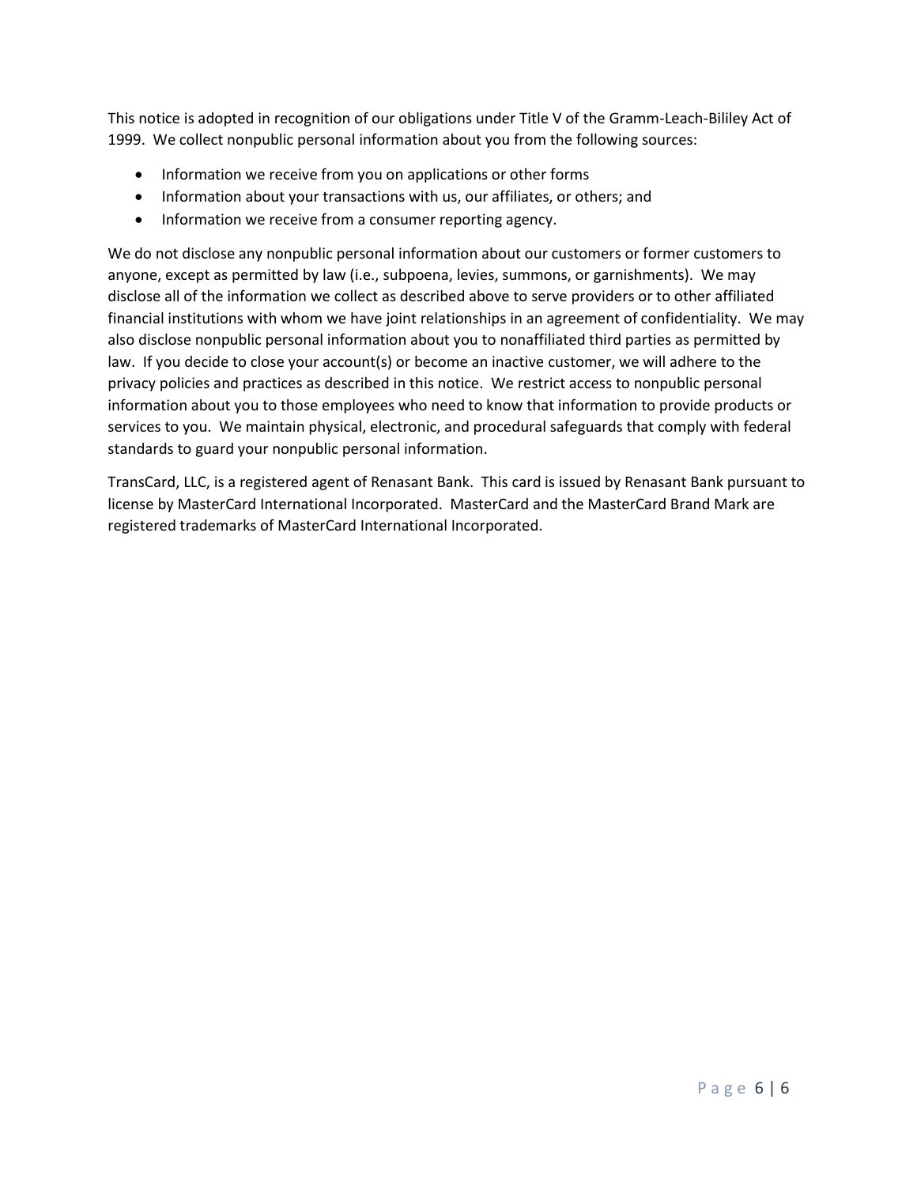This notice is adopted in recognition of our obligations under Title V of the Gramm-Leach-Bililey Act of 1999. We collect nonpublic personal information about you from the following sources:

- Information we receive from you on applications or other forms
- Information about your transactions with us, our affiliates, or others; and
- Information we receive from a consumer reporting agency.

We do not disclose any nonpublic personal information about our customers or former customers to anyone, except as permitted by law (i.e., subpoena, levies, summons, or garnishments). We may disclose all of the information we collect as described above to serve providers or to other affiliated financial institutions with whom we have joint relationships in an agreement of confidentiality. We may also disclose nonpublic personal information about you to nonaffiliated third parties as permitted by law. If you decide to close your account(s) or become an inactive customer, we will adhere to the privacy policies and practices as described in this notice. We restrict access to nonpublic personal information about you to those employees who need to know that information to provide products or services to you. We maintain physical, electronic, and procedural safeguards that comply with federal standards to guard your nonpublic personal information.

TransCard, LLC, is a registered agent of Renasant Bank. This card is issued by Renasant Bank pursuant to license by MasterCard International Incorporated. MasterCard and the MasterCard Brand Mark are registered trademarks of MasterCard International Incorporated.